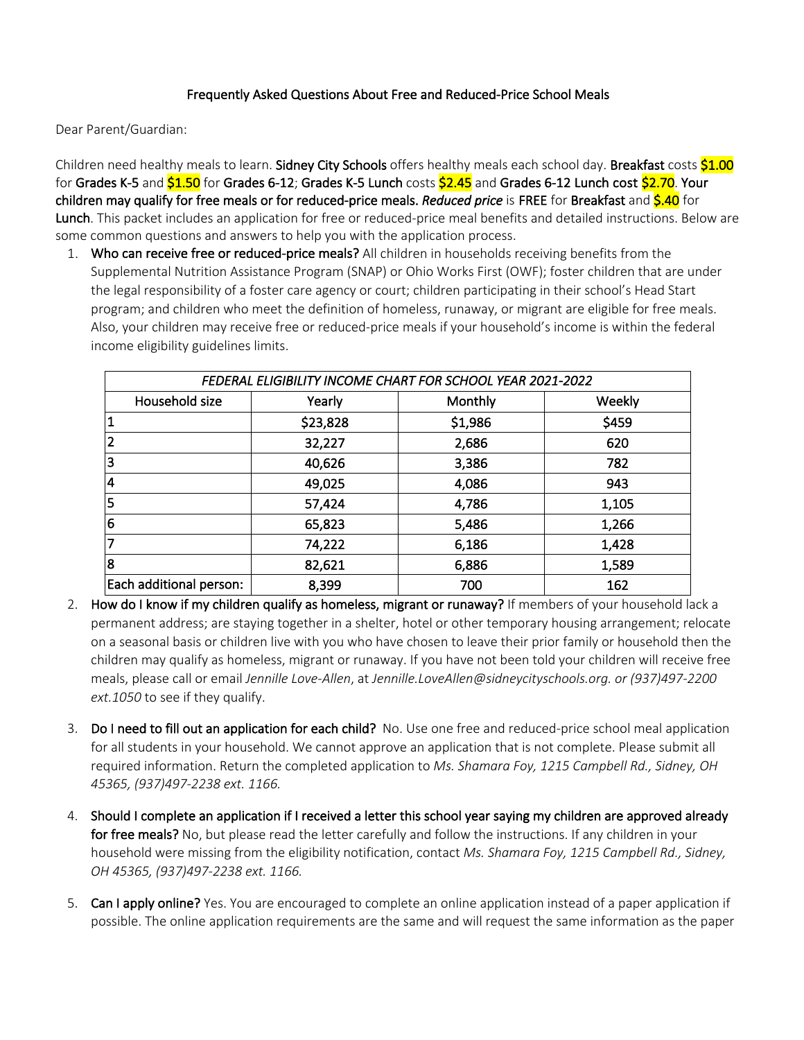# Frequently Asked Questions About Free and Reduced-Price School Meals

Dear Parent/Guardian:

Children need healthy meals to learn. **Sidney City Schools** offers healthy meals each school day. **Breakfast** costs **$1.00** for **Grades K-5** and **$1.50** for **Grades 6-12**; **Grades K-5 Lunch** costs **$2.45** and **Grades 6-12 Lunch cost $2.70**. **Your children may qualify for free meals or for reduced-price meals.** *Reduced price* is **FREE** for **Breakfast** and **$.40** for **Lunch**. This packet includes an application for free or reduced-price meal benefits and detailed instructions. Below are some common questions and answers to help you with the application process.

1. **Who can receive free or reduced-price meals?** All children in households receiving benefits from the Supplemental Nutrition Assistance Program (SNAP) or Ohio Works First (OWF); foster children that are under the legal responsibility of a foster care agency or court; children participating in their school's Head Start program; and children who meet the definition of homeless, runaway, or migrant are eligible for free meals. Also, your children may receive free or reduced-price meals if your household's income is within the federal income eligibility guidelines limits.

| *FEDERAL ELIGIBILITY INCOME CHART FOR SCHOOL YEAR 2021-2022* | | | |
|---|---|---|---|
| Household size | Yearly | Monthly | Weekly |
| 1 | $23,828 | $1,986 | $459 |
| 2 | 32,227 | 2,686 | 620 |
| 3 | 40,626 | 3,386 | 782 |
| 4 | 49,025 | 4,086 | 943 |
| 5 | 57,424 | 4,786 | 1,105 |
| 6 | 65,823 | 5,486 | 1,266 |
| 7 | 74,222 | 6,186 | 1,428 |
| 8 | 82,621 | 6,886 | 1,589 |
| Each additional person: | 8,399 | 700 | 162 |

2. **How do I know if my children qualify as homeless, migrant or runaway?** If members of your household lack a permanent address; are staying together in a shelter, hotel or other temporary housing arrangement; relocate on a seasonal basis or children live with you who have chosen to leave their prior family or household then the children may qualify as homeless, migrant or runaway. If you have not been told your children will receive free meals, please call or email *Jennille Love-Allen*, at *Jennille.LoveAllen@sidneycityschools.org. or (937)497-2200 ext.1050* to see if they qualify.

3. **Do I need to fill out an application for each child?** No. Use one free and reduced-price school meal application for all students in your household. We cannot approve an application that is not complete. Please submit all required information. Return the completed application to *Ms. Shamara Foy, 1215 Campbell Rd., Sidney, OH 45365, (937)497-2238 ext. 1166.*

4. **Should I complete an application if I received a letter this school year saying my children are approved already for free meals?** No, but please read the letter carefully and follow the instructions. If any children in your household were missing from the eligibility notification, contact *Ms. Shamara Foy, 1215 Campbell Rd., Sidney, OH 45365, (937)497-2238 ext. 1166.*

5. **Can I apply online?** Yes. You are encouraged to complete an online application instead of a paper application if possible. The online application requirements are the same and will request the same information as the paper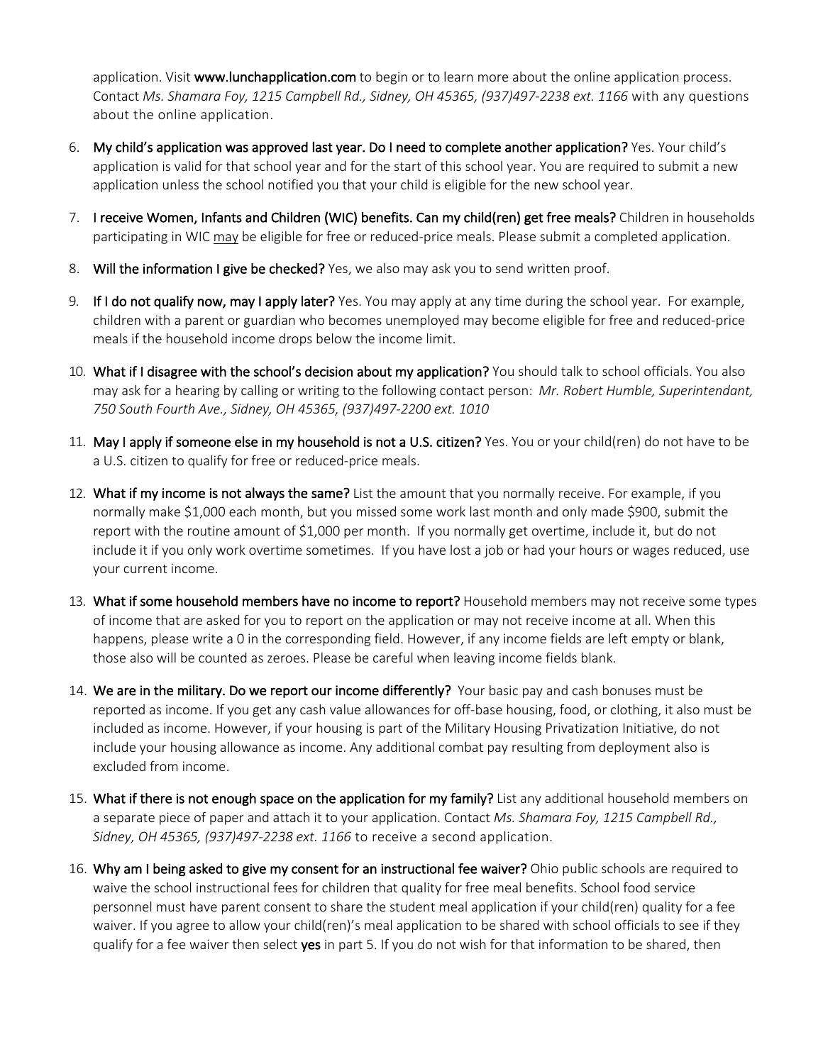application. Visit **www.lunchapplication.com** to begin or to learn more about the online application process. Contact *Ms. Shamara Foy, 1215 Campbell Rd., Sidney, OH 45365, (937)497-2238 ext. 1166* with any questions about the online application.

6. **My child's application was approved last year. Do I need to complete another application?** Yes. Your child's application is valid for that school year and for the start of this school year. You are required to submit a new application unless the school notified you that your child is eligible for the new school year.

7. **I receive Women, Infants and Children (WIC) benefits. Can my child(ren) get free meals?** Children in households participating in WIC <u>may</u> be eligible for free or reduced-price meals. Please submit a completed application.

8. **Will the information I give be checked?** Yes, we also may ask you to send written proof.

9. **If I do not qualify now, may I apply later?** Yes. You may apply at any time during the school year. For example, children with a parent or guardian who becomes unemployed may become eligible for free and reduced-price meals if the household income drops below the income limit.

10. **What if I disagree with the school's decision about my application?** You should talk to school officials. You also may ask for a hearing by calling or writing to the following contact person: *Mr. Robert Humble, Superintendant, 750 South Fourth Ave., Sidney, OH 45365, (937)497-2200 ext. 1010*

11. **May I apply if someone else in my household is not a U.S. citizen?** Yes. You or your child(ren) do not have to be a U.S. citizen to qualify for free or reduced-price meals.

12. **What if my income is not always the same?** List the amount that you normally receive. For example, if you normally make $1,000 each month, but you missed some work last month and only made $900, submit the report with the routine amount of $1,000 per month. If you normally get overtime, include it, but do not include it if you only work overtime sometimes. If you have lost a job or had your hours or wages reduced, use your current income.

13. **What if some household members have no income to report?** Household members may not receive some types of income that are asked for you to report on the application or may not receive income at all. When this happens, please write a 0 in the corresponding field. However, if any income fields are left empty or blank, those also will be counted as zeroes. Please be careful when leaving income fields blank.

14. **We are in the military. Do we report our income differently?** Your basic pay and cash bonuses must be reported as income. If you get any cash value allowances for off-base housing, food, or clothing, it also must be included as income. However, if your housing is part of the Military Housing Privatization Initiative, do not include your housing allowance as income. Any additional combat pay resulting from deployment also is excluded from income.

15. **What if there is not enough space on the application for my family?** List any additional household members on a separate piece of paper and attach it to your application. Contact *Ms. Shamara Foy, 1215 Campbell Rd., Sidney, OH 45365, (937)497-2238 ext. 1166* to receive a second application.

16. **Why am I being asked to give my consent for an instructional fee waiver?** Ohio public schools are required to waive the school instructional fees for children that quality for free meal benefits. School food service personnel must have parent consent to share the student meal application if your child(ren) quality for a fee waiver. If you agree to allow your child(ren)'s meal application to be shared with school officials to see if they qualify for a fee waiver then select **yes** in part 5. If you do not wish for that information to be shared, then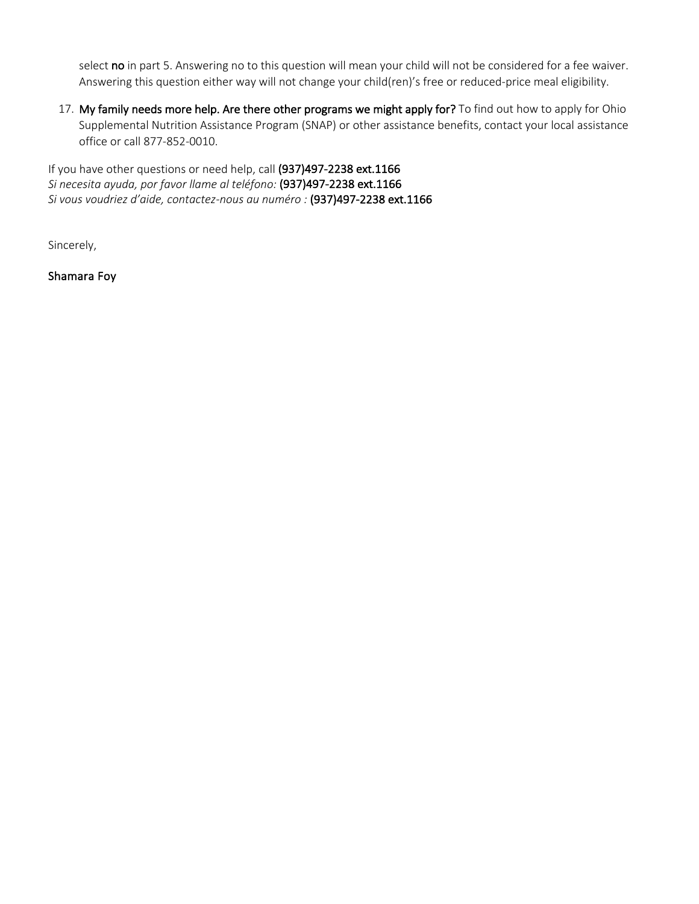select **no** in part 5. Answering no to this question will mean your child will not be considered for a fee waiver. Answering this question either way will not change your child(ren)'s free or reduced-price meal eligibility.

17. **My family needs more help. Are there other programs we might apply for?** To find out how to apply for Ohio Supplemental Nutrition Assistance Program (SNAP) or other assistance benefits, contact your local assistance office or call 877-852-0010.

If you have other questions or need help, call **(937)497-2238 ext.1166**
*Si necesita ayuda, por favor llame al teléfono:* **(937)497-2238 ext.1166**
*Si vous voudriez d'aide, contactez-nous au numéro :* **(937)497-2238 ext.1166**

Sincerely,

Shamara Foy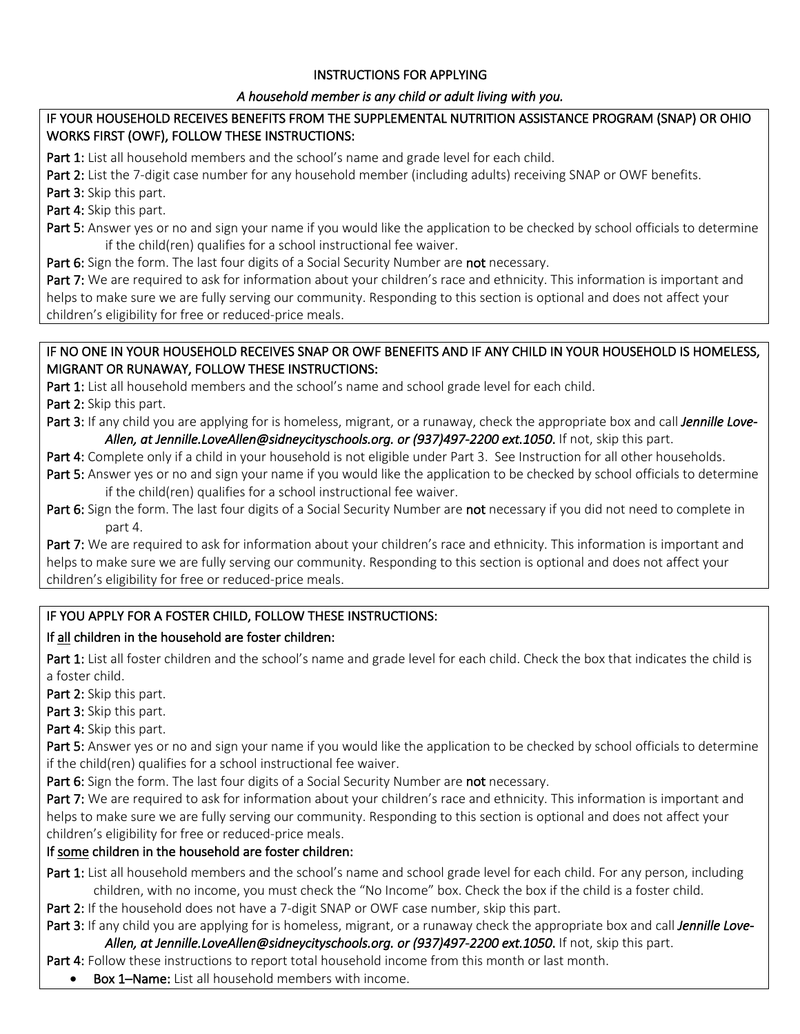## INSTRUCTIONS FOR APPLYING

*A household member is any child or adult living with you.*

### IF YOUR HOUSEHOLD RECEIVES BENEFITS FROM THE SUPPLEMENTAL NUTRITION ASSISTANCE PROGRAM (SNAP) OR OHIO WORKS FIRST (OWF), FOLLOW THESE INSTRUCTIONS:

**Part 1:** List all household members and the school's name and grade level for each child.

**Part 2:** List the 7-digit case number for any household member (including adults) receiving SNAP or OWF benefits.

**Part 3:** Skip this part.

**Part 4:** Skip this part.

**Part 5:** Answer yes or no and sign your name if you would like the application to be checked by school officials to determine if the child(ren) qualifies for a school instructional fee waiver.

**Part 6:** Sign the form. The last four digits of a Social Security Number are **not** necessary.

**Part 7:** We are required to ask for information about your children's race and ethnicity. This information is important and helps to make sure we are fully serving our community. Responding to this section is optional and does not affect your children's eligibility for free or reduced-price meals.

### IF NO ONE IN YOUR HOUSEHOLD RECEIVES SNAP OR OWF BENEFITS AND IF ANY CHILD IN YOUR HOUSEHOLD IS HOMELESS, MIGRANT OR RUNAWAY, FOLLOW THESE INSTRUCTIONS:

**Part 1:** List all household members and the school's name and school grade level for each child.

**Part 2:** Skip this part.

**Part 3:** If any child you are applying for is homeless, migrant, or a runaway, check the appropriate box and call ***Jennille Love-Allen, at Jennille.LoveAllen@sidneycityschools.org. or (937)497-2200 ext.1050.*** If not, skip this part.

**Part 4:** Complete only if a child in your household is not eligible under Part 3. See Instruction for all other households.

**Part 5:** Answer yes or no and sign your name if you would like the application to be checked by school officials to determine if the child(ren) qualifies for a school instructional fee waiver.

**Part 6:** Sign the form. The last four digits of a Social Security Number are **not** necessary if you did not need to complete in part 4.

**Part 7:** We are required to ask for information about your children's race and ethnicity. This information is important and helps to make sure we are fully serving our community. Responding to this section is optional and does not affect your children's eligibility for free or reduced-price meals.

### IF YOU APPLY FOR A FOSTER CHILD, FOLLOW THESE INSTRUCTIONS:

#### If all children in the household are foster children:

**Part 1:** List all foster children and the school's name and grade level for each child. Check the box that indicates the child is a foster child.

**Part 2:** Skip this part.

**Part 3:** Skip this part.

**Part 4:** Skip this part.

**Part 5:** Answer yes or no and sign your name if you would like the application to be checked by school officials to determine if the child(ren) qualifies for a school instructional fee waiver.

**Part 6:** Sign the form. The last four digits of a Social Security Number are **not** necessary.

**Part 7:** We are required to ask for information about your children's race and ethnicity. This information is important and helps to make sure we are fully serving our community. Responding to this section is optional and does not affect your children's eligibility for free or reduced-price meals.

#### If some children in the household are foster children:

**Part 1:** List all household members and the school's name and school grade level for each child. For any person, including children, with no income, you must check the "No Income" box. Check the box if the child is a foster child.

**Part 2:** If the household does not have a 7-digit SNAP or OWF case number, skip this part.

**Part 3:** If any child you are applying for is homeless, migrant, or a runaway check the appropriate box and call ***Jennille Love-Allen, at Jennille.LoveAllen@sidneycityschools.org. or (937)497-2200 ext.1050.*** If not, skip this part.

**Part 4:** Follow these instructions to report total household income from this month or last month.

- **Box 1–Name:** List all household members with income.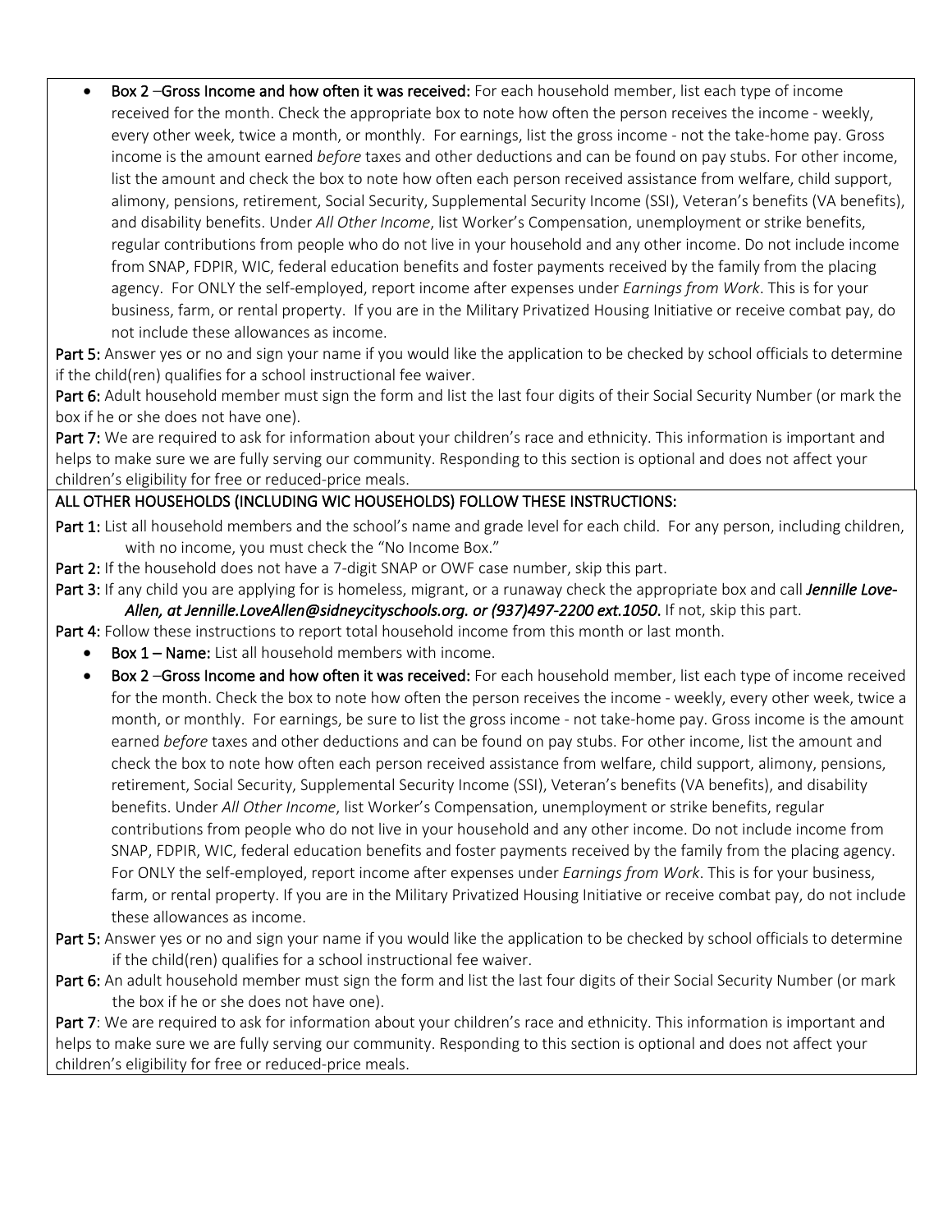- **Box 2** –**Gross Income and how often it was received:** For each household member, list each type of income received for the month. Check the appropriate box to note how often the person receives the income - weekly, every other week, twice a month, or monthly. For earnings, list the gross income - not the take-home pay. Gross income is the amount earned *before* taxes and other deductions and can be found on pay stubs. For other income, list the amount and check the box to note how often each person received assistance from welfare, child support, alimony, pensions, retirement, Social Security, Supplemental Security Income (SSI), Veteran's benefits (VA benefits), and disability benefits. Under *All Other Income*, list Worker's Compensation, unemployment or strike benefits, regular contributions from people who do not live in your household and any other income. Do not include income from SNAP, FDPIR, WIC, federal education benefits and foster payments received by the family from the placing agency. For ONLY the self-employed, report income after expenses under *Earnings from Work*. This is for your business, farm, or rental property. If you are in the Military Privatized Housing Initiative or receive combat pay, do not include these allowances as income.

**Part 5:** Answer yes or no and sign your name if you would like the application to be checked by school officials to determine if the child(ren) qualifies for a school instructional fee waiver.

**Part 6:** Adult household member must sign the form and list the last four digits of their Social Security Number (or mark the box if he or she does not have one).

**Part 7:** We are required to ask for information about your children's race and ethnicity. This information is important and helps to make sure we are fully serving our community. Responding to this section is optional and does not affect your children's eligibility for free or reduced-price meals.

**ALL OTHER HOUSEHOLDS (INCLUDING WIC HOUSEHOLDS) FOLLOW THESE INSTRUCTIONS:**

**Part 1:** List all household members and the school's name and grade level for each child. For any person, including children, with no income, you must check the "No Income Box."

**Part 2:** If the household does not have a 7-digit SNAP or OWF case number, skip this part.

**Part 3:** If any child you are applying for is homeless, migrant, or a runaway check the appropriate box and call ***Jennille Love-Allen, at Jennille.LoveAllen@sidneycityschools.org. or (937)497-2200 ext.1050.*** If not, skip this part.

**Part 4:** Follow these instructions to report total household income from this month or last month.

- **Box 1 – Name:** List all household members with income.
- **Box 2** –**Gross Income and how often it was received:** For each household member, list each type of income received for the month. Check the box to note how often the person receives the income - weekly, every other week, twice a month, or monthly. For earnings, be sure to list the gross income - not take-home pay. Gross income is the amount earned *before* taxes and other deductions and can be found on pay stubs. For other income, list the amount and check the box to note how often each person received assistance from welfare, child support, alimony, pensions, retirement, Social Security, Supplemental Security Income (SSI), Veteran's benefits (VA benefits), and disability benefits. Under *All Other Income*, list Worker's Compensation, unemployment or strike benefits, regular contributions from people who do not live in your household and any other income. Do not include income from SNAP, FDPIR, WIC, federal education benefits and foster payments received by the family from the placing agency. For ONLY the self-employed, report income after expenses under *Earnings from Work*. This is for your business, farm, or rental property. If you are in the Military Privatized Housing Initiative or receive combat pay, do not include these allowances as income.

**Part 5:** Answer yes or no and sign your name if you would like the application to be checked by school officials to determine if the child(ren) qualifies for a school instructional fee waiver.

**Part 6:** An adult household member must sign the form and list the last four digits of their Social Security Number (or mark the box if he or she does not have one).

**Part 7**: We are required to ask for information about your children's race and ethnicity. This information is important and helps to make sure we are fully serving our community. Responding to this section is optional and does not affect your children's eligibility for free or reduced-price meals.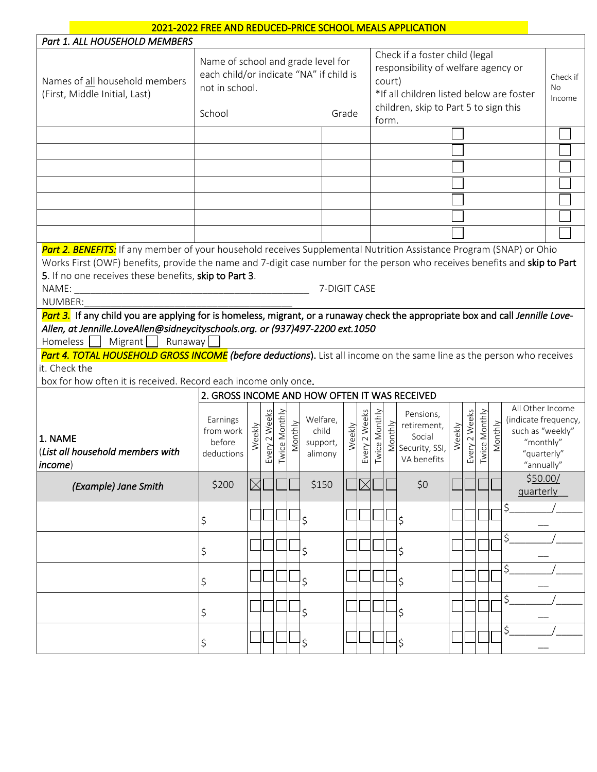# 2021-2022 FREE AND REDUCED-PRICE SCHOOL MEALS APPLICATION

| *Part 1. ALL HOUSEHOLD MEMBERS* | | | | |
|---|---|---|---|---|
| Names of all household members (First, Middle Initial, Last) | Name of school and grade level for each child/or indicate "NA" if child is not in school. School | Grade | Check if a foster child (legal responsibility of welfare agency or court) *If all children listed below are foster children, skip to Part 5 to sign this form. | Check if No Income |
| | | | ☐ | ☐ |
| | | | ☐ | ☐ |
| | | | ☐ | ☐ |
| | | | ☐ | ☐ |
| | | | ☐ | ☐ |
| | | | ☐ | ☐ |
| | | | ☐ | ☐ |

***Part 2. BENEFITS:*** If any member of your household receives Supplemental Nutrition Assistance Program (SNAP) or Ohio Works First (OWF) benefits, provide the name and 7-digit case number for the person who receives benefits and **skip to Part 5**. If no one receives these benefits, **skip to Part 3**.

NAME: ____________________________________________ 7-DIGIT CASE NUMBER:___________________________________________

***Part 3.*** **If any child you are applying for is homeless, migrant, or a runaway check the appropriate box and call *Jennille Love-Allen, at Jennille.LoveAllen@sidneycityschools.org. or (937)497-2200 ext.1050***

Homeless ☐ Migrant ☐ Runaway ☐

***Part 4. TOTAL HOUSEHOLD GROSS INCOME*** **(*before deductions*)**. List all income on the same line as the person who receives it. Check the box for how often it is received. Record each income only once.

| 1. NAME (*List all household members with income*) | 2. GROSS INCOME AND HOW OFTEN IT WAS RECEIVED | | | | | | | | | | | | | | | |
|---|---|---|---|---|---|---|---|---|---|---|---|---|---|---|---|---|
| | Earnings from work before deductions | Weekly | Every 2 Weeks | Twice Monthly | Monthly | Welfare, child support, alimony | Weekly | Every 2 Weeks | Twice Monthly | Monthly | Pensions, retirement, Social Security, SSI, VA benefits | Weekly | Every 2 Weeks | Twice Monthly | Monthly | All Other Income (indicate frequency, such as "weekly" "monthly" "quarterly" "annually" |
| *(Example) Jane Smith* | $200 | ☒ | ☐ | ☐ | ☐ | $150 | ☐ | ☒ | ☐ | ☐ | $0 | ☐ | ☐ | ☐ | ☐ | $50.00/ quarterly |
| | $ | ☐ | ☐ | ☐ | ☐ | $ | ☐ | ☐ | ☐ | ☐ | $ | ☐ | ☐ | ☐ | ☐ | $________/______ |
| | $ | ☐ | ☐ | ☐ | ☐ | $ | ☐ | ☐ | ☐ | ☐ | $ | ☐ | ☐ | ☐ | ☐ | $________/______ |
| | $ | ☐ | ☐ | ☐ | ☐ | $ | ☐ | ☐ | ☐ | ☐ | $ | ☐ | ☐ | ☐ | ☐ | $________/______ |
| | $ | ☐ | ☐ | ☐ | ☐ | $ | ☐ | ☐ | ☐ | ☐ | $ | ☐ | ☐ | ☐ | ☐ | $________/______ |
| | $ | ☐ | ☐ | ☐ | ☐ | $ | ☐ | ☐ | ☐ | ☐ | $ | ☐ | ☐ | ☐ | ☐ | $________/______ |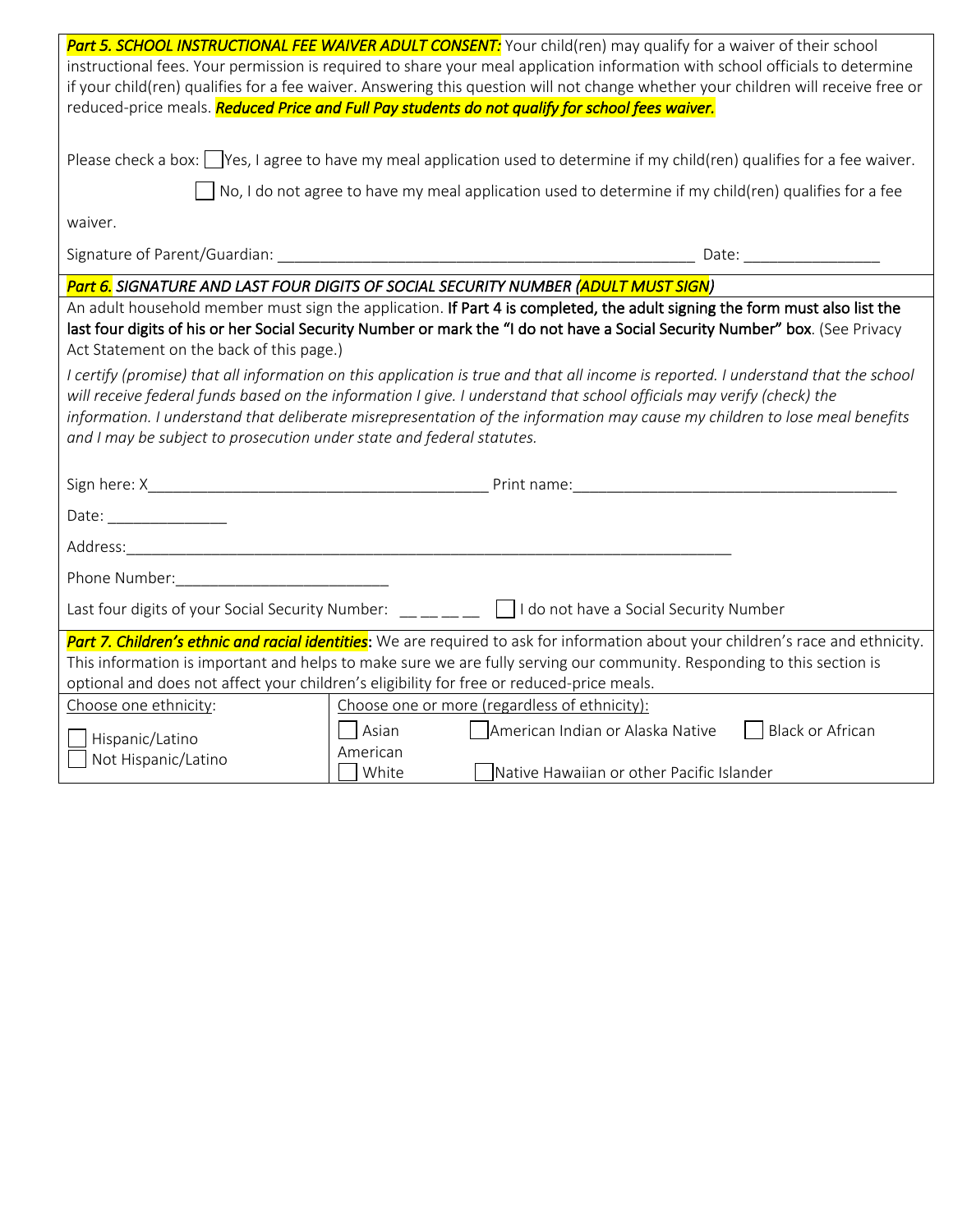***Part 5. SCHOOL INSTRUCTIONAL FEE WAIVER ADULT CONSENT:*** Your child(ren) may qualify for a waiver of their school instructional fees. Your permission is required to share your meal application information with school officials to determine if your child(ren) qualifies for a fee waiver. Answering this question will not change whether your children will receive free or reduced-price meals. ***Reduced Price and Full Pay students do not qualify for school fees waiver.***

Please check a box: ☐ Yes, I agree to have my meal application used to determine if my child(ren) qualifies for a fee waiver.

☐ No, I do not agree to have my meal application used to determine if my child(ren) qualifies for a fee waiver.

Signature of Parent/Guardian: ______________________________________________ Date: _______________

***Part 6.*** ***SIGNATURE AND LAST FOUR DIGITS OF SOCIAL SECURITY NUMBER (ADULT MUST SIGN)***

An adult household member must sign the application. **If Part 4 is completed, the adult signing the form must also list the last four digits of his or her Social Security Number or mark the "I do not have a Social Security Number" box**. (See Privacy Act Statement on the back of this page.)

*I certify (promise) that all information on this application is true and that all income is reported. I understand that the school will receive federal funds based on the information I give. I understand that school officials may verify (check) the information. I understand that deliberate misrepresentation of the information may cause my children to lose meal benefits and I may be subject to prosecution under state and federal statutes.*

Sign here: X_______________________________________ Print name:_____________________________________

Date: ______________

Address:_________________________________________________________________________

Phone Number:_________________________

Last four digits of your Social Security Number: __ __ __ __ ☐ I do not have a Social Security Number

***Part 7. Children's ethnic and racial identities***: We are required to ask for information about your children's race and ethnicity. This information is important and helps to make sure we are fully serving our community. Responding to this section is optional and does not affect your children's eligibility for free or reduced-price meals.

| Choose one ethnicity: | Choose one or more (regardless of ethnicity): |
|---|---|
| ☐ Hispanic/Latino<br>☐ Not Hispanic/Latino | ☐ Asian ☐ American Indian or Alaska Native ☐ Black or African American<br>☐ White ☐ Native Hawaiian or other Pacific Islander |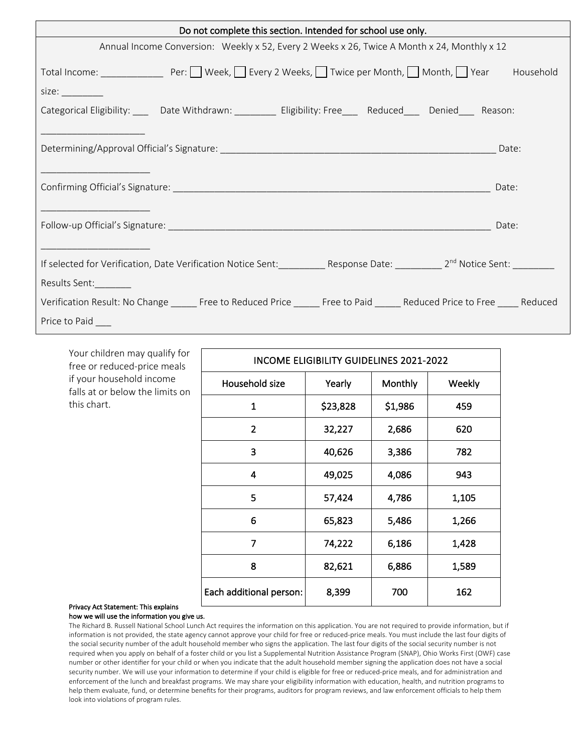**Do not complete this section. Intended for school use only.**

Annual Income Conversion: Weekly x 52, Every 2 Weeks x 26, Twice A Month x 24, Monthly x 12

Total Income: ____________ Per: ☐ Week, ☐ Every 2 Weeks, ☐ Twice per Month, ☐ Month, ☐ Year Household size: ________

Categorical Eligibility: ___ Date Withdrawn: ________ Eligibility: Free___ Reduced___ Denied___ Reason: ____________________

Determining/Approval Official's Signature: ______________________________________________________ Date: _____________________

Confirming Official's Signature: ______________________________________________________________ Date: _____________________

Follow-up Official's Signature: ______________________________________________________________ Date: _____________________

If selected for Verification, Date Verification Notice Sent:_________ Response Date: _________ 2nd Notice Sent: ________ Results Sent:_______

Verification Result: No Change _____ Free to Reduced Price _____ Free to Paid _____ Reduced Price to Free ____ Reduced Price to Paid ___

Your children may qualify for free or reduced-price meals if your household income falls at or below the limits on this chart.

| INCOME ELIGIBILITY GUIDELINES 2021-2022 | | | |
|---|---|---|---|
| Household size | Yearly | Monthly | Weekly |
| 1 | $23,828 | $1,986 | 459 |
| 2 | 32,227 | 2,686 | 620 |
| 3 | 40,626 | 3,386 | 782 |
| 4 | 49,025 | 4,086 | 943 |
| 5 | 57,424 | 4,786 | 1,105 |
| 6 | 65,823 | 5,486 | 1,266 |
| 7 | 74,222 | 6,186 | 1,428 |
| 8 | 82,621 | 6,886 | 1,589 |
| Each additional person: | 8,399 | 700 | 162 |

**Privacy Act Statement: This explains how we will use the information you give us.**

The Richard B. Russell National School Lunch Act requires the information on this application. You are not required to provide information, but if information is not provided, the state agency cannot approve your child for free or reduced-price meals. You must include the last four digits of the social security number of the adult household member who signs the application. The last four digits of the social security number is not required when you apply on behalf of a foster child or you list a Supplemental Nutrition Assistance Program (SNAP), Ohio Works First (OWF) case number or other identifier for your child or when you indicate that the adult household member signing the application does not have a social security number. We will use your information to determine if your child is eligible for free or reduced-price meals, and for administration and enforcement of the lunch and breakfast programs. We may share your eligibility information with education, health, and nutrition programs to help them evaluate, fund, or determine benefits for their programs, auditors for program reviews, and law enforcement officials to help them look into violations of program rules.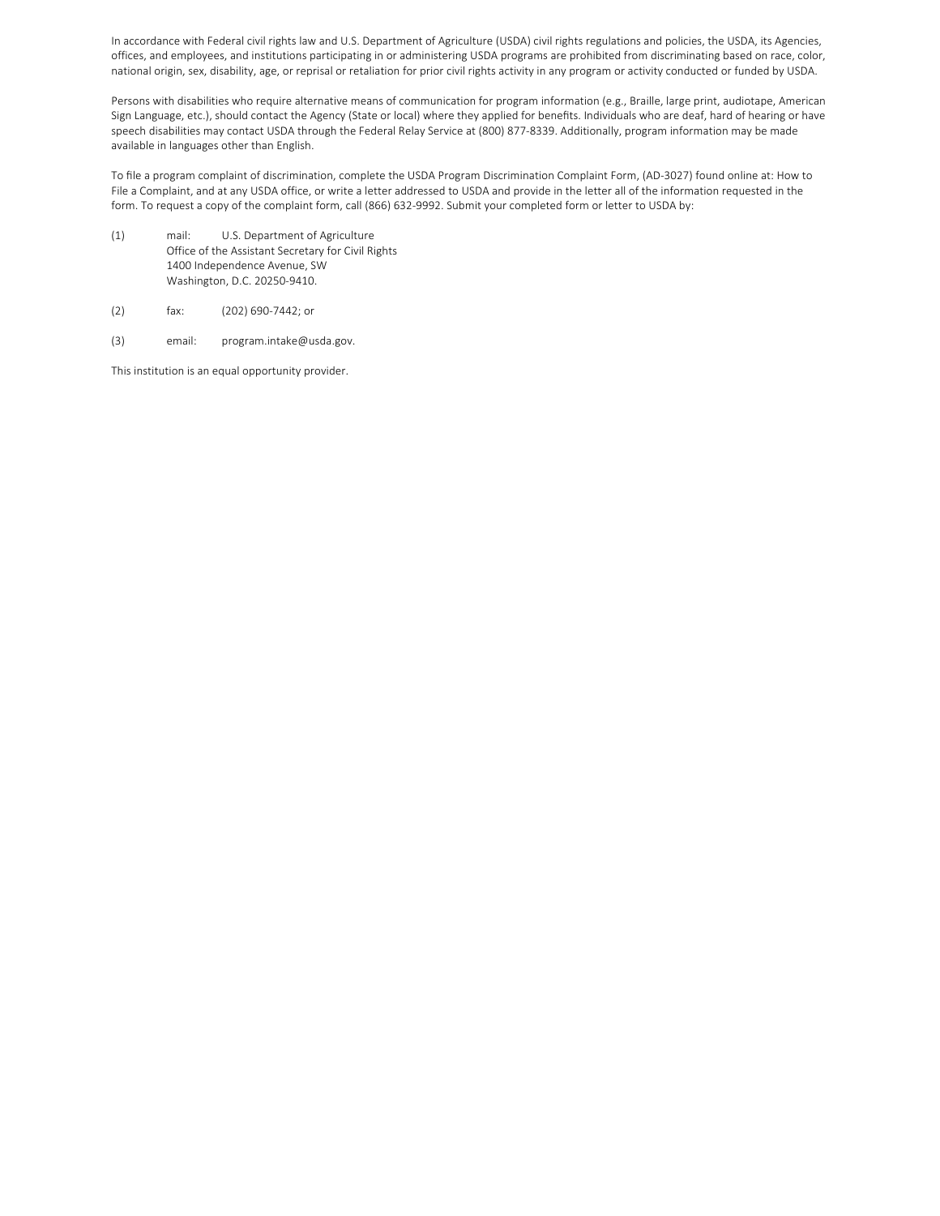In accordance with Federal civil rights law and U.S. Department of Agriculture (USDA) civil rights regulations and policies, the USDA, its Agencies, offices, and employees, and institutions participating in or administering USDA programs are prohibited from discriminating based on race, color, national origin, sex, disability, age, or reprisal or retaliation for prior civil rights activity in any program or activity conducted or funded by USDA.

Persons with disabilities who require alternative means of communication for program information (e.g., Braille, large print, audiotape, American Sign Language, etc.), should contact the Agency (State or local) where they applied for benefits. Individuals who are deaf, hard of hearing or have speech disabilities may contact USDA through the Federal Relay Service at (800) 877-8339. Additionally, program information may be made available in languages other than English.

To file a program complaint of discrimination, complete the USDA Program Discrimination Complaint Form, (AD-3027) found online at: How to File a Complaint, and at any USDA office, or write a letter addressed to USDA and provide in the letter all of the information requested in the form. To request a copy of the complaint form, call (866) 632-9992. Submit your completed form or letter to USDA by:

(1) mail: U.S. Department of Agriculture
Office of the Assistant Secretary for Civil Rights
1400 Independence Avenue, SW
Washington, D.C. 20250-9410.

(2) fax: (202) 690-7442; or

(3) email: program.intake@usda.gov.

This institution is an equal opportunity provider.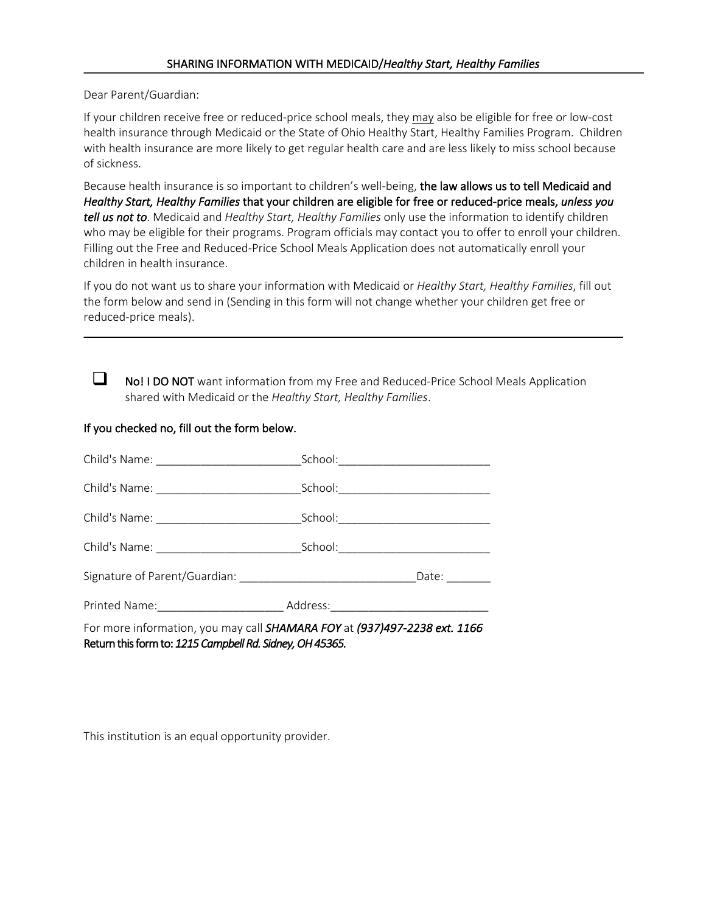## SHARING INFORMATION WITH MEDICAID/*Healthy Start, Healthy Families*

Dear Parent/Guardian:

If your children receive free or reduced-price school meals, they may also be eligible for free or low-cost health insurance through Medicaid or the State of Ohio Healthy Start, Healthy Families Program. Children with health insurance are more likely to get regular health care and are less likely to miss school because of sickness.

Because health insurance is so important to children's well-being, **the law allows us to tell Medicaid and *Healthy Start, Healthy Families* that your children are eligible for free or reduced-price meals, *unless you tell us not to***. Medicaid and *Healthy Start, Healthy Families* only use the information to identify children who may be eligible for their programs. Program officials may contact you to offer to enroll your children. Filling out the Free and Reduced-Price School Meals Application does not automatically enroll your children in health insurance.

If you do not want us to share your information with Medicaid or *Healthy Start, Healthy Families*, fill out the form below and send in (Sending in this form will not change whether your children get free or reduced-price meals).

---

☐ **No! I DO NOT** want information from my Free and Reduced-Price School Meals Application shared with Medicaid or the *Healthy Start, Healthy Families*.

**If you checked no, fill out the form below.**

Child's Name: _______________________ School: ________________________

Child's Name: _______________________ School: ________________________

Child's Name: _______________________ School: ________________________

Child's Name: _______________________ School: ________________________

Signature of Parent/Guardian: ____________________________ Date: _______

Printed Name: ____________________ Address: ________________________

For more information, you may call ***SHAMARA FOY*** at ***(937)497-2238 ext. 1166***
**Return this form to: *1215 Campbell Rd. Sidney, OH 45365.***

This institution is an equal opportunity provider.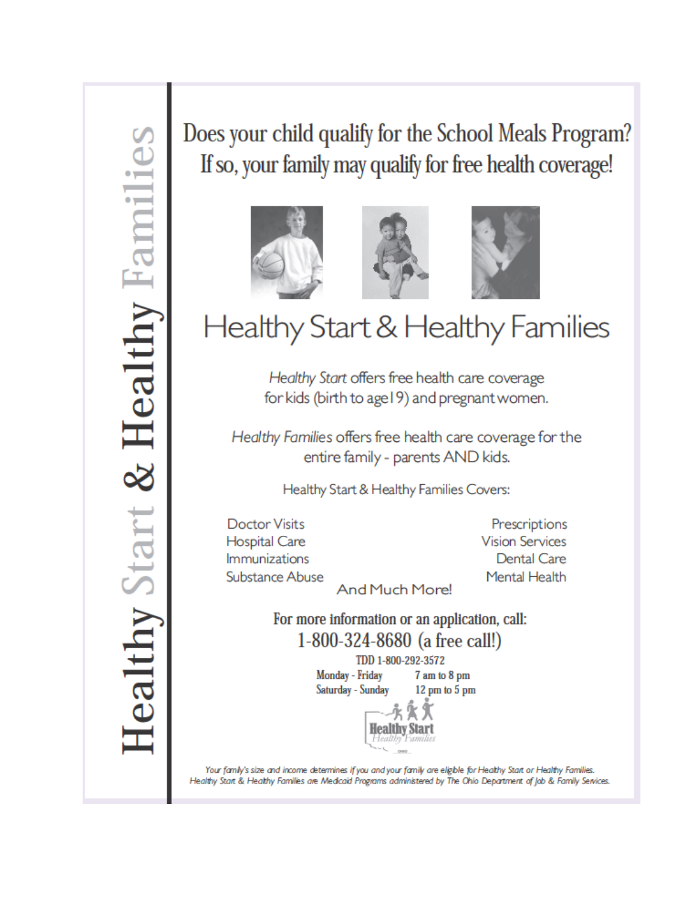Healthy Start & Healthy Families

# Does your child qualify for the School Meals Program? If so, your family may qualify for free health coverage!

## Healthy Start & Healthy Families

*Healthy Start* offers free health care coverage for kids (birth to age 19) and pregnant women.

*Healthy Families* offers free health care coverage for the entire family - parents AND kids.

Healthy Start & Healthy Families Covers:

- Doctor Visits
- Hospital Care
- Immunizations
- Substance Abuse
- Prescriptions
- Vision Services
- Dental Care
- Mental Health

And Much More!

**For more information or an application, call:**

**1-800-324-8680 (a free call!)**

TDD 1-800-292-3572

| | |
|---|---|
| Monday - Friday | 7 am to 8 pm |
| Saturday - Sunday | 12 pm to 5 pm |

Healthy Start Healthy Families

*Your family's size and income determines if you and your family are eligible for Healthy Start or Healthy Families. Healthy Start & Healthy Families are Medicaid Programs administered by The Ohio Department of Job & Family Services.*